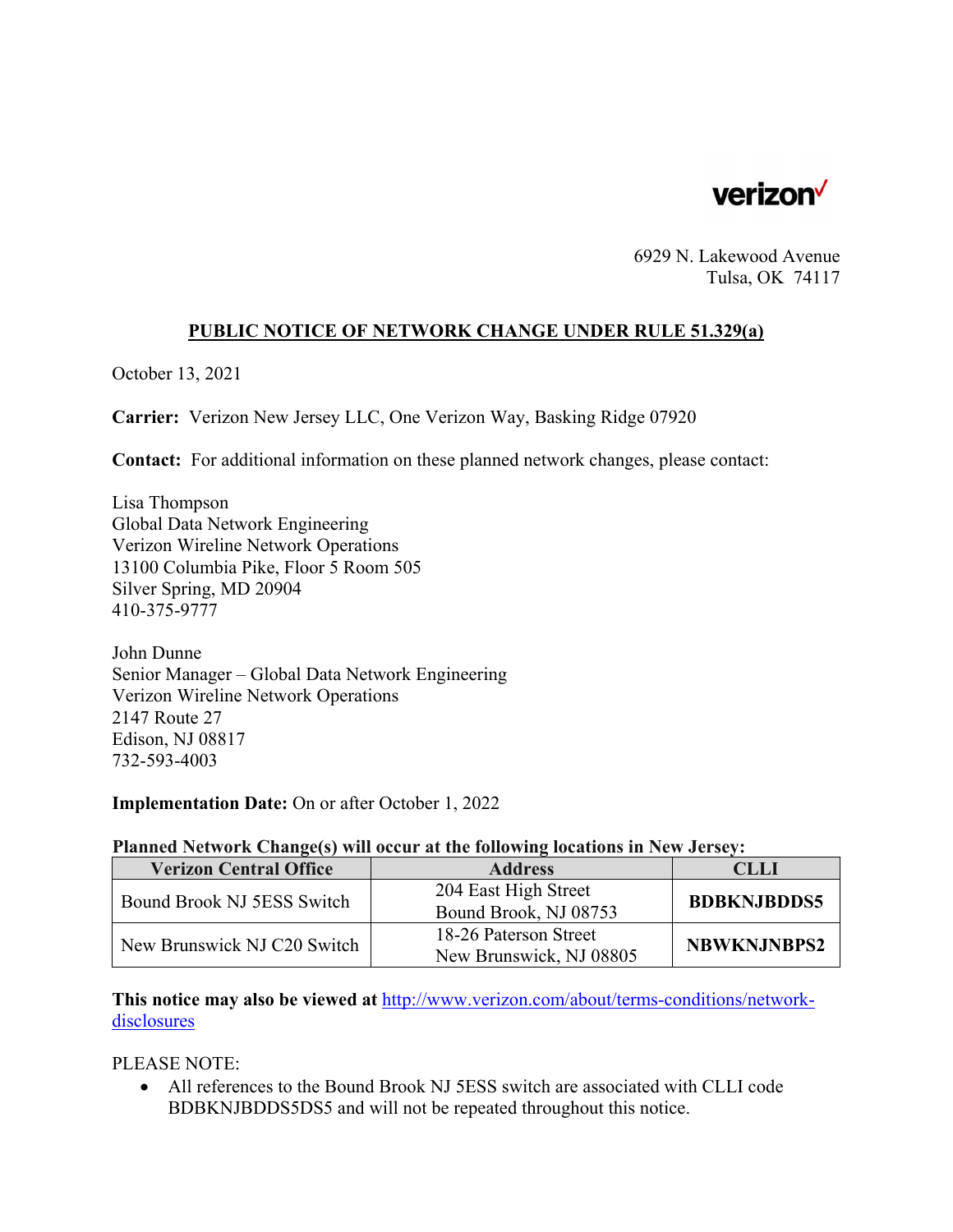verizon✓

6929 N. Lakewood Avenue
Tulsa, OK 74117

## PUBLIC NOTICE OF NETWORK CHANGE UNDER RULE 51.329(a)

October 13, 2021

**Carrier:** Verizon New Jersey LLC, One Verizon Way, Basking Ridge 07920

**Contact:** For additional information on these planned network changes, please contact:

Lisa Thompson
Global Data Network Engineering
Verizon Wireline Network Operations
13100 Columbia Pike, Floor 5 Room 505
Silver Spring, MD 20904
410-375-9777

John Dunne
Senior Manager – Global Data Network Engineering
Verizon Wireline Network Operations
2147 Route 27
Edison, NJ 08817
732-593-4003

**Implementation Date:** On or after October 1, 2022

**Planned Network Change(s) will occur at the following locations in New Jersey:**

| Verizon Central Office | Address | CLLI |
|---|---|---|
| Bound Brook NJ 5ESS Switch | 204 East High Street<br>Bound Brook, NJ 08753 | **BDBKNJBDDS5** |
| New Brunswick NJ C20 Switch | 18-26 Paterson Street<br>New Brunswick, NJ 08805 | **NBWKNJNBPS2** |

**This notice may also be viewed at** http://www.verizon.com/about/terms-conditions/network-disclosures

PLEASE NOTE:

- All references to the Bound Brook NJ 5ESS switch are associated with CLLI code BDBKNJBDDS5DS5 and will not be repeated throughout this notice.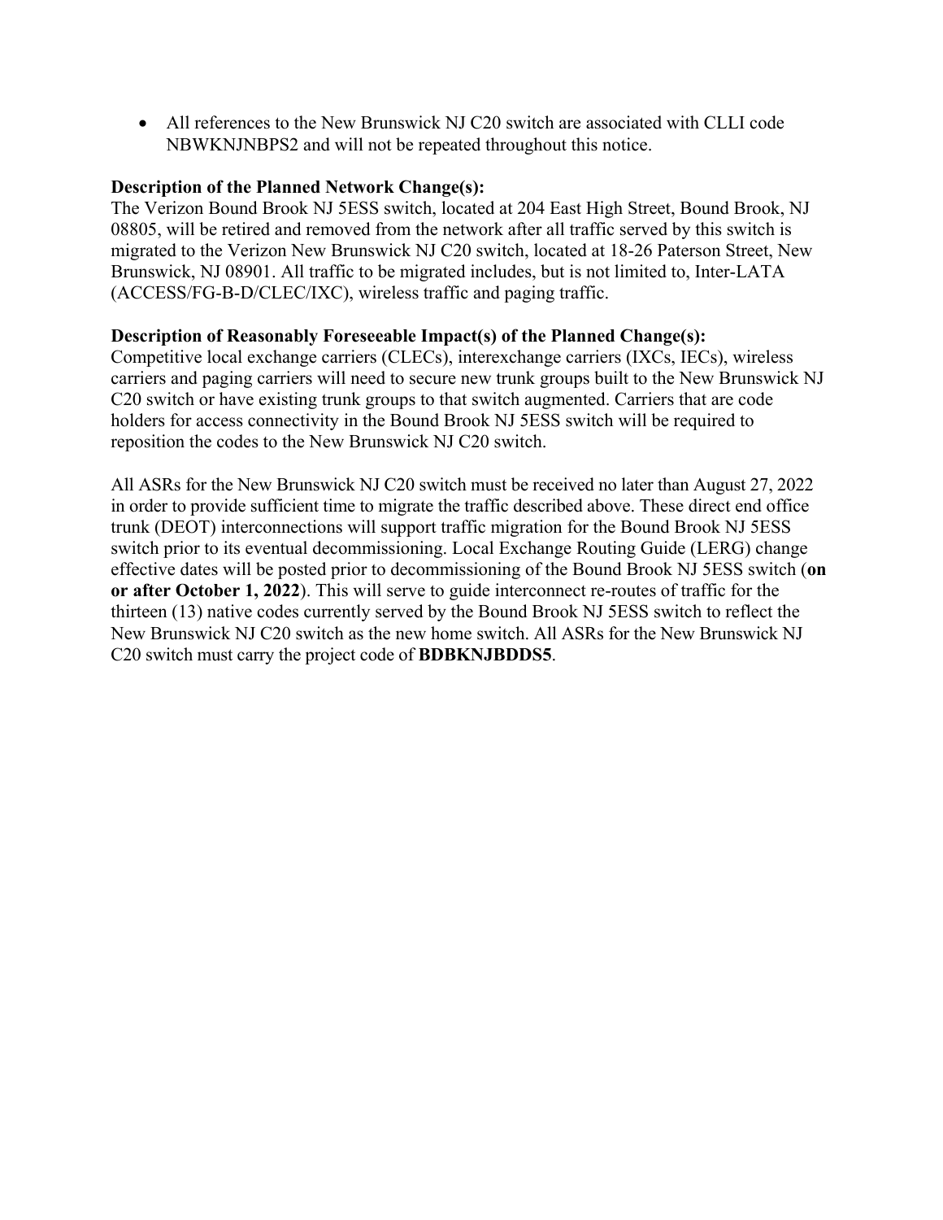- All references to the New Brunswick NJ C20 switch are associated with CLLI code NBWKNJNBPS2 and will not be repeated throughout this notice.

**Description of the Planned Network Change(s):**
The Verizon Bound Brook NJ 5ESS switch, located at 204 East High Street, Bound Brook, NJ 08805, will be retired and removed from the network after all traffic served by this switch is migrated to the Verizon New Brunswick NJ C20 switch, located at 18-26 Paterson Street, New Brunswick, NJ 08901. All traffic to be migrated includes, but is not limited to, Inter-LATA (ACCESS/FG-B-D/CLEC/IXC), wireless traffic and paging traffic.

**Description of Reasonably Foreseeable Impact(s) of the Planned Change(s):**
Competitive local exchange carriers (CLECs), interexchange carriers (IXCs, IECs), wireless carriers and paging carriers will need to secure new trunk groups built to the New Brunswick NJ C20 switch or have existing trunk groups to that switch augmented. Carriers that are code holders for access connectivity in the Bound Brook NJ 5ESS switch will be required to reposition the codes to the New Brunswick NJ C20 switch.

All ASRs for the New Brunswick NJ C20 switch must be received no later than August 27, 2022 in order to provide sufficient time to migrate the traffic described above. These direct end office trunk (DEOT) interconnections will support traffic migration for the Bound Brook NJ 5ESS switch prior to its eventual decommissioning. Local Exchange Routing Guide (LERG) change effective dates will be posted prior to decommissioning of the Bound Brook NJ 5ESS switch (**on or after October 1, 2022**). This will serve to guide interconnect re-routes of traffic for the thirteen (13) native codes currently served by the Bound Brook NJ 5ESS switch to reflect the New Brunswick NJ C20 switch as the new home switch. All ASRs for the New Brunswick NJ C20 switch must carry the project code of **BDBKNJBDDS5**.